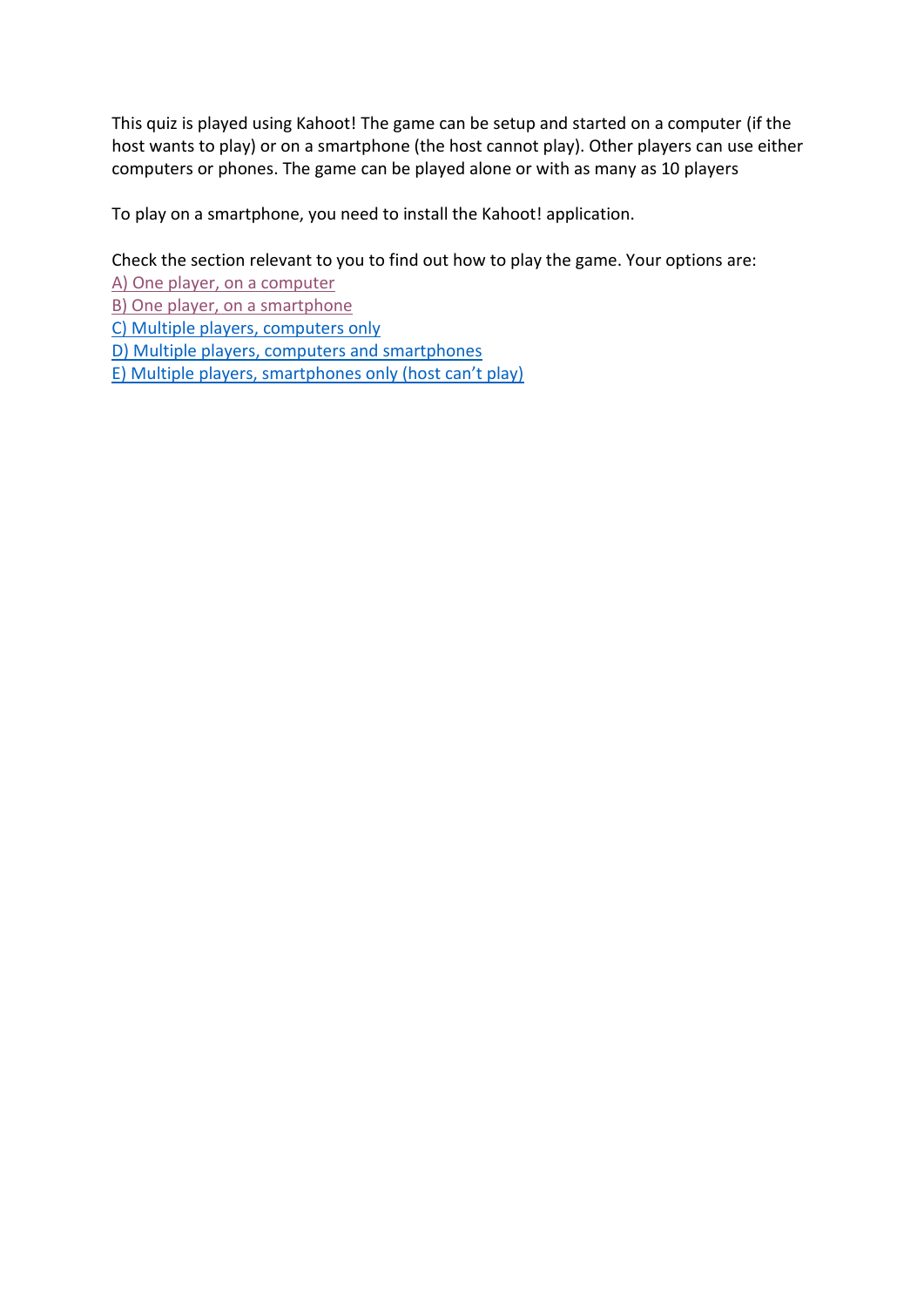This quiz is played using Kahoot! The game can be setup and started on a computer (if the host wants to play) or on a smartphone (the host cannot play). Other players can use either computers or phones. The game can be played alone or with as many as 10 players

To play on a smartphone, you need to install the Kahoot! application.

Check the section relevant to you to find out how to play the game. Your options are:
A) One player, on a computer
B) One player, on a smartphone
C) Multiple players, computers only
D) Multiple players, computers and smartphones
E) Multiple players, smartphones only (host can't play)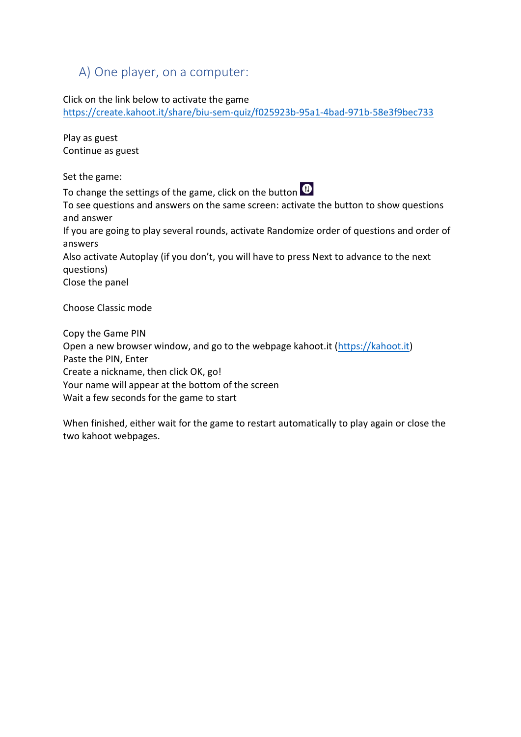## A) One player, on a computer:

Click on the link below to activate the game
[https://create.kahoot.it/share/biu-sem-quiz/f025923b-95a1-4bad-971b-58e3f9bec733](https://create.kahoot.it/share/biu-sem-quiz/f025923b-95a1-4bad-971b-58e3f9bec733)

Play as guest
Continue as guest

Set the game:
To change the settings of the game, click on the button
To see questions and answers on the same screen: activate the button to show questions and answer
If you are going to play several rounds, activate Randomize order of questions and order of answers
Also activate Autoplay (if you don't, you will have to press Next to advance to the next questions)
Close the panel

Choose Classic mode

Copy the Game PIN
Open a new browser window, and go to the webpage kahoot.it ([https://kahoot.it](https://kahoot.it))
Paste the PIN, Enter
Create a nickname, then click OK, go!
Your name will appear at the bottom of the screen
Wait a few seconds for the game to start

When finished, either wait for the game to restart automatically to play again or close the two kahoot webpages.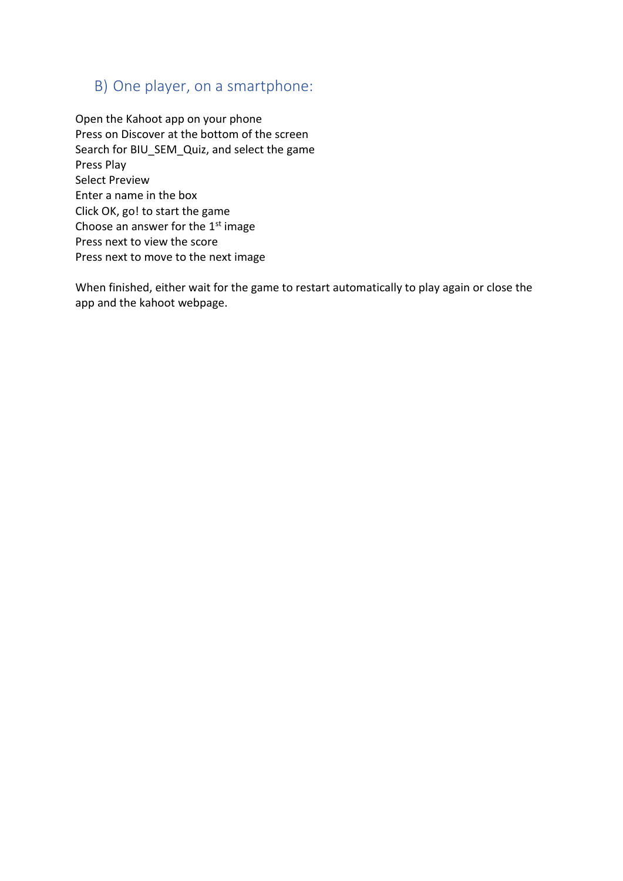## B) One player, on a smartphone:

Open the Kahoot app on your phone
Press on Discover at the bottom of the screen
Search for BIU_SEM_Quiz, and select the game
Press Play
Select Preview
Enter a name in the box
Click OK, go! to start the game
Choose an answer for the 1st image
Press next to view the score
Press next to move to the next image

When finished, either wait for the game to restart automatically to play again or close the app and the kahoot webpage.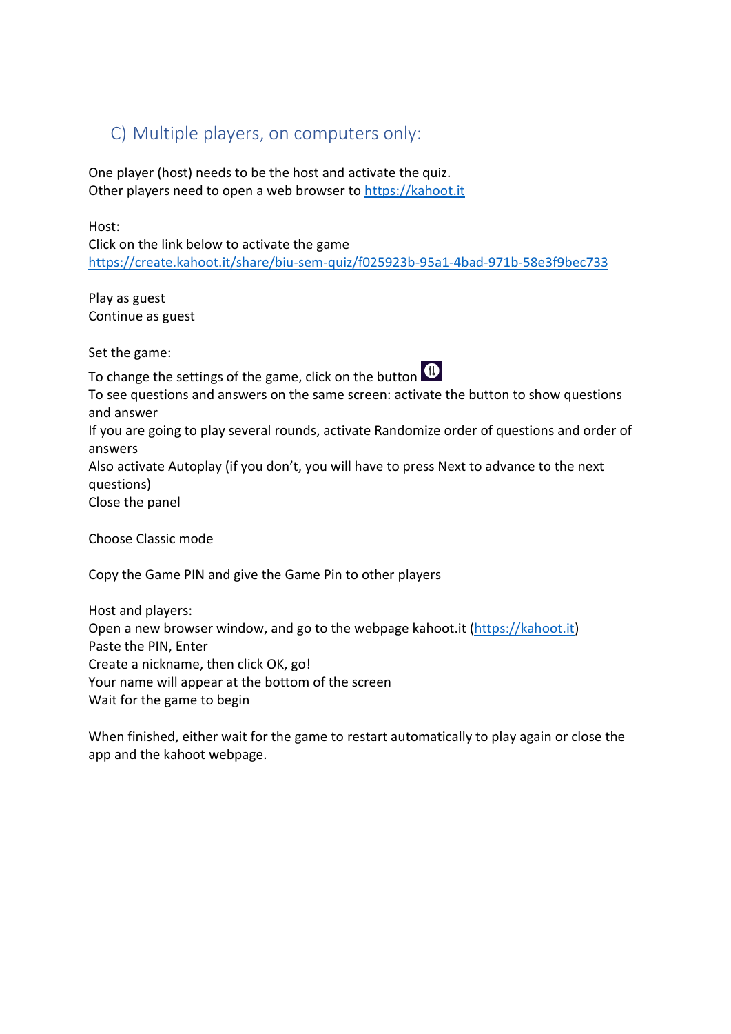## C) Multiple players, on computers only:

One player (host) needs to be the host and activate the quiz.
Other players need to open a web browser to [https://kahoot.it](https://kahoot.it)

Host:
Click on the link below to activate the game
[https://create.kahoot.it/share/biu-sem-quiz/f025923b-95a1-4bad-971b-58e3f9bec733](https://create.kahoot.it/share/biu-sem-quiz/f025923b-95a1-4bad-971b-58e3f9bec733)

Play as guest
Continue as guest

Set the game:
To change the settings of the game, click on the button
To see questions and answers on the same screen: activate the button to show questions and answer
If you are going to play several rounds, activate Randomize order of questions and order of answers
Also activate Autoplay (if you don't, you will have to press Next to advance to the next questions)
Close the panel

Choose Classic mode

Copy the Game PIN and give the Game Pin to other players

Host and players:
Open a new browser window, and go to the webpage kahoot.it ([https://kahoot.it](https://kahoot.it))
Paste the PIN, Enter
Create a nickname, then click OK, go!
Your name will appear at the bottom of the screen
Wait for the game to begin

When finished, either wait for the game to restart automatically to play again or close the app and the kahoot webpage.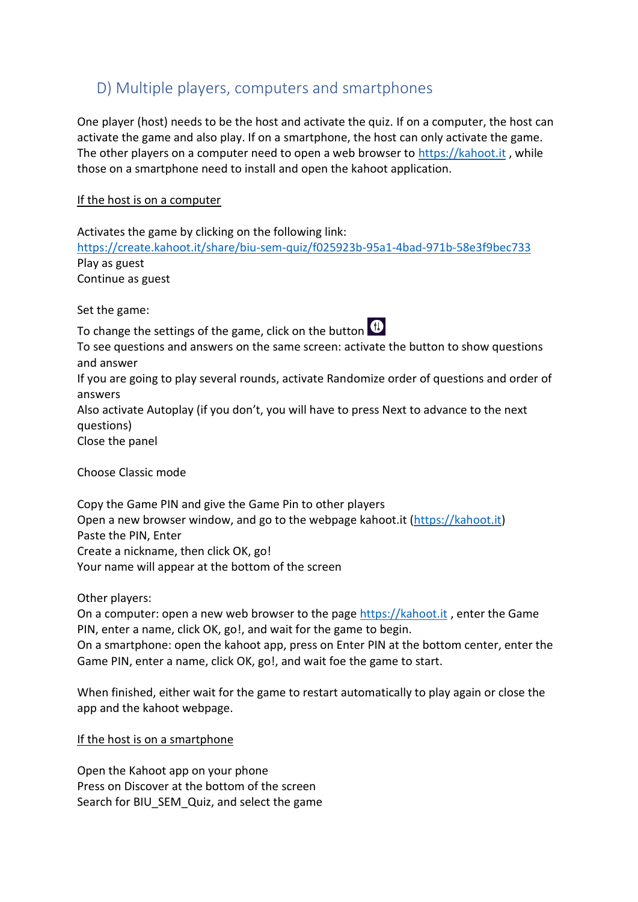## D) Multiple players, computers and smartphones

One player (host) needs to be the host and activate the quiz. If on a computer, the host can activate the game and also play. If on a smartphone, the host can only activate the game. The other players on a computer need to open a web browser to https://kahoot.it , while those on a smartphone need to install and open the kahoot application.

<u>If the host is on a computer</u>

Activates the game by clicking on the following link:
https://create.kahoot.it/share/biu-sem-quiz/f025923b-95a1-4bad-971b-58e3f9bec733
Play as guest
Continue as guest

Set the game:

To change the settings of the game, click on the button
To see questions and answers on the same screen: activate the button to show questions and answer
If you are going to play several rounds, activate Randomize order of questions and order of answers
Also activate Autoplay (if you don't, you will have to press Next to advance to the next questions)
Close the panel

Choose Classic mode

Copy the Game PIN and give the Game Pin to other players
Open a new browser window, and go to the webpage kahoot.it (https://kahoot.it)
Paste the PIN, Enter
Create a nickname, then click OK, go!
Your name will appear at the bottom of the screen

Other players:
On a computer: open a new web browser to the page https://kahoot.it , enter the Game PIN, enter a name, click OK, go!, and wait for the game to begin.
On a smartphone: open the kahoot app, press on Enter PIN at the bottom center, enter the Game PIN, enter a name, click OK, go!, and wait foe the game to start.

When finished, either wait for the game to restart automatically to play again or close the app and the kahoot webpage.

<u>If the host is on a smartphone</u>

Open the Kahoot app on your phone
Press on Discover at the bottom of the screen
Search for BIU_SEM_Quiz, and select the game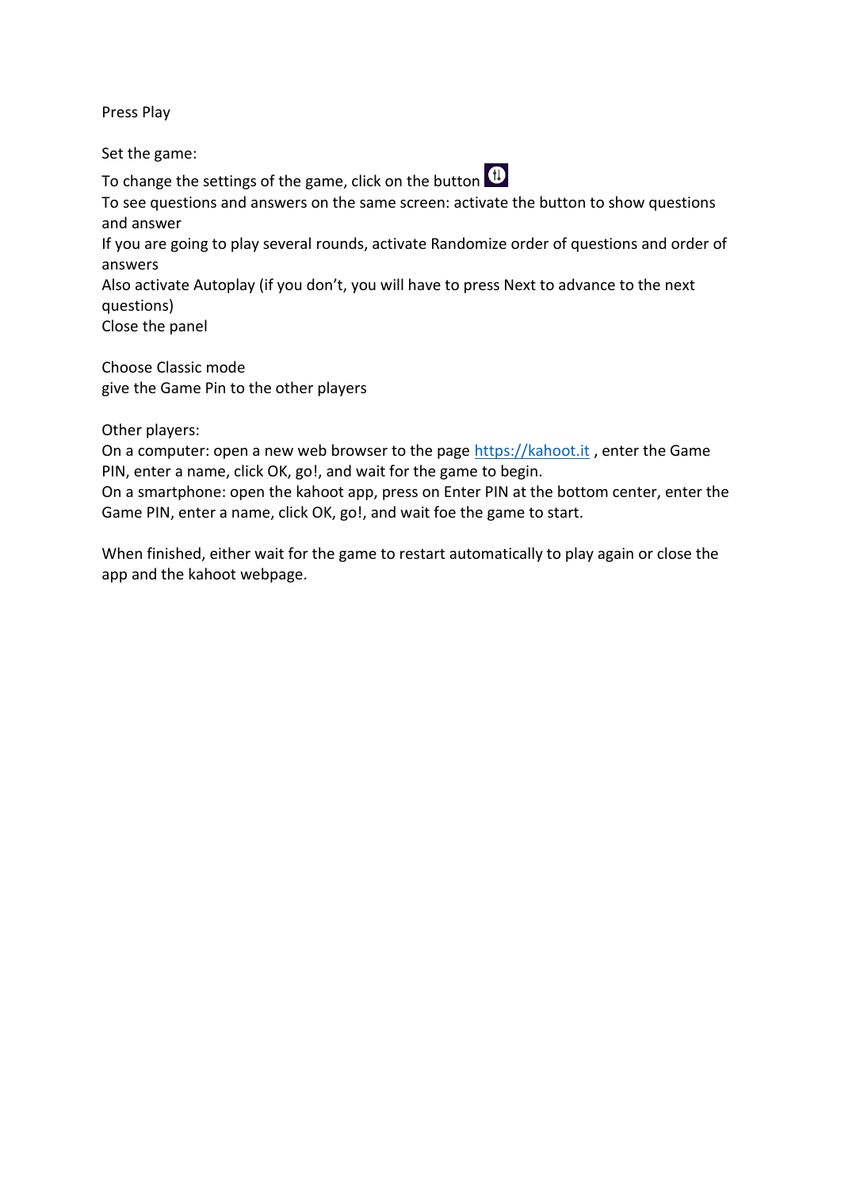Press Play

Set the game:

To change the settings of the game, click on the button

To see questions and answers on the same screen: activate the button to show questions and answer

If you are going to play several rounds, activate Randomize order of questions and order of answers

Also activate Autoplay (if you don't, you will have to press Next to advance to the next questions)

Close the panel

Choose Classic mode

give the Game Pin to the other players

Other players:

On a computer: open a new web browser to the page [https://kahoot.it](https://kahoot.it) , enter the Game PIN, enter a name, click OK, go!, and wait for the game to begin.

On a smartphone: open the kahoot app, press on Enter PIN at the bottom center, enter the Game PIN, enter a name, click OK, go!, and wait foe the game to start.

When finished, either wait for the game to restart automatically to play again or close the app and the kahoot webpage.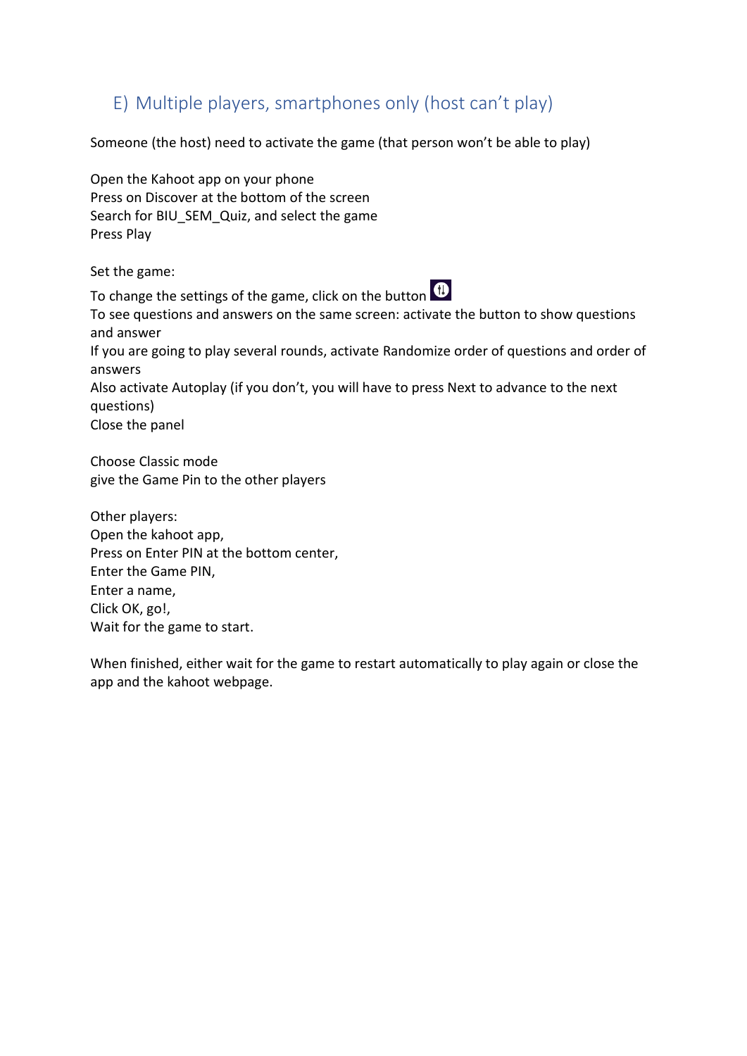## E) Multiple players, smartphones only (host can't play)

Someone (the host) need to activate the game (that person won't be able to play)

Open the Kahoot app on your phone
Press on Discover at the bottom of the screen
Search for BIU_SEM_Quiz, and select the game
Press Play

Set the game:

To change the settings of the game, click on the button
To see questions and answers on the same screen: activate the button to show questions and answer
If you are going to play several rounds, activate Randomize order of questions and order of answers
Also activate Autoplay (if you don't, you will have to press Next to advance to the next questions)
Close the panel

Choose Classic mode
give the Game Pin to the other players

Other players:
Open the kahoot app,
Press on Enter PIN at the bottom center,
Enter the Game PIN,
Enter a name,
Click OK, go!,
Wait for the game to start.

When finished, either wait for the game to restart automatically to play again or close the app and the kahoot webpage.